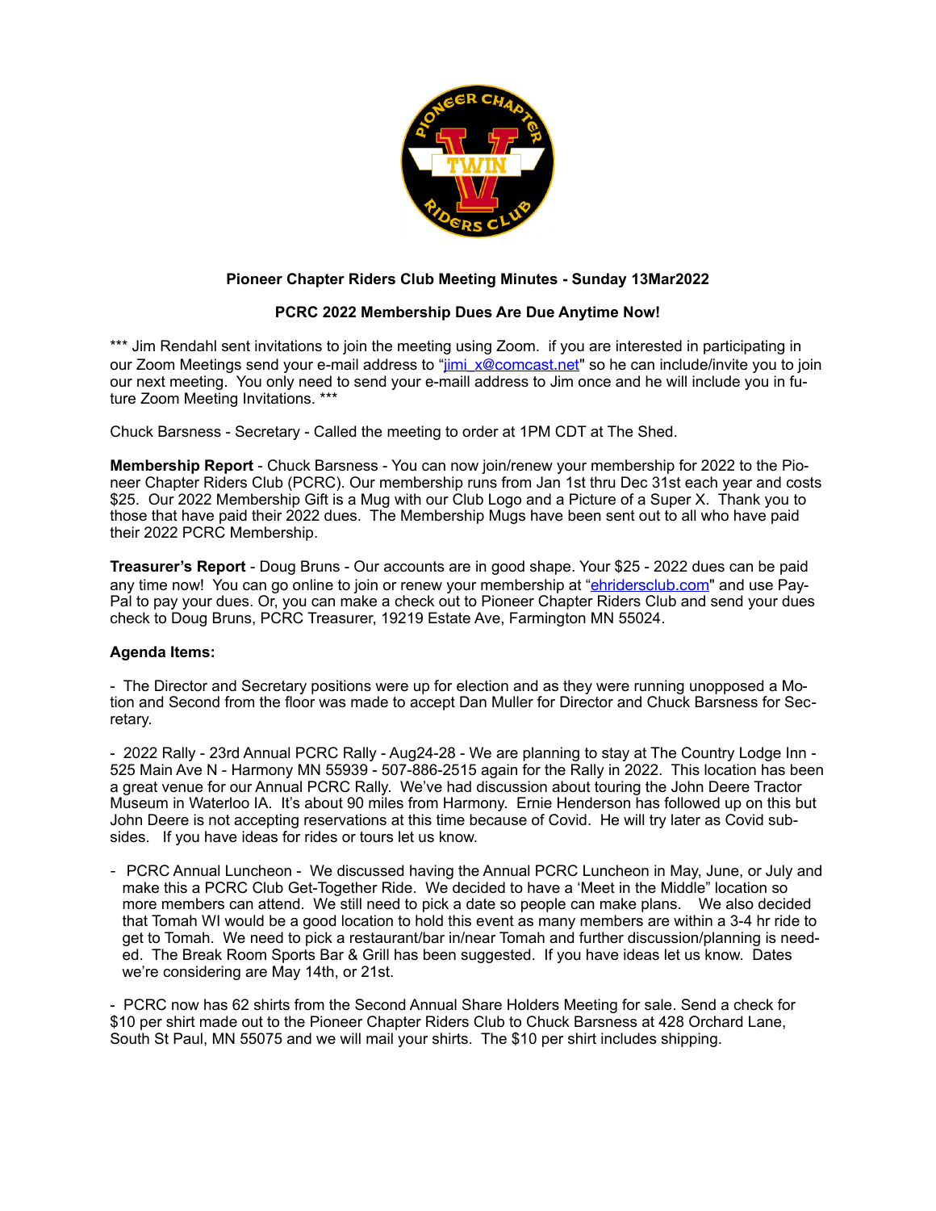**Pioneer Chapter Riders Club Meeting Minutes - Sunday 13Mar2022**

**PCRC 2022 Membership Dues Are Due Anytime Now!**

*** Jim Rendahl sent invitations to join the meeting using Zoom. if you are interested in participating in our Zoom Meetings send your e-mail address to "jimi_x@comcast.net" so he can include/invite you to join our next meeting. You only need to send your e-maill address to Jim once and he will include you in future Zoom Meeting Invitations. ***

Chuck Barsness - Secretary - Called the meeting to order at 1PM CDT at The Shed.

**Membership Report** - Chuck Barsness - You can now join/renew your membership for 2022 to the Pioneer Chapter Riders Club (PCRC). Our membership runs from Jan 1st thru Dec 31st each year and costs $25. Our 2022 Membership Gift is a Mug with our Club Logo and a Picture of a Super X. Thank you to those that have paid their 2022 dues. The Membership Mugs have been sent out to all who have paid their 2022 PCRC Membership.

**Treasurer's Report** - Doug Bruns - Our accounts are in good shape. Your $25 - 2022 dues can be paid any time now! You can go online to join or renew your membership at "ehridersclub.com" and use PayPal to pay your dues. Or, you can make a check out to Pioneer Chapter Riders Club and send your dues check to Doug Bruns, PCRC Treasurer, 19219 Estate Ave, Farmington MN 55024.

**Agenda Items:**

- The Director and Secretary positions were up for election and as they were running unopposed a Motion and Second from the floor was made to accept Dan Muller for Director and Chuck Barsness for Secretary.

- 2022 Rally - 23rd Annual PCRC Rally - Aug24-28 - We are planning to stay at The Country Lodge Inn - 525 Main Ave N - Harmony MN 55939 - 507-886-2515 again for the Rally in 2022. This location has been a great venue for our Annual PCRC Rally. We've had discussion about touring the John Deere Tractor Museum in Waterloo IA. It's about 90 miles from Harmony. Ernie Henderson has followed up on this but John Deere is not accepting reservations at this time because of Covid. He will try later as Covid subsides. If you have ideas for rides or tours let us know.

- PCRC Annual Luncheon - We discussed having the Annual PCRC Luncheon in May, June, or July and make this a PCRC Club Get-Together Ride. We decided to have a 'Meet in the Middle" location so more members can attend. We still need to pick a date so people can make plans. We also decided that Tomah WI would be a good location to hold this event as many members are within a 3-4 hr ride to get to Tomah. We need to pick a restaurant/bar in/near Tomah and further discussion/planning is needed. The Break Room Sports Bar & Grill has been suggested. If you have ideas let us know. Dates we're considering are May 14th, or 21st.

- PCRC now has 62 shirts from the Second Annual Share Holders Meeting for sale. Send a check for $10 per shirt made out to the Pioneer Chapter Riders Club to Chuck Barsness at 428 Orchard Lane, South St Paul, MN 55075 and we will mail your shirts. The $10 per shirt includes shipping.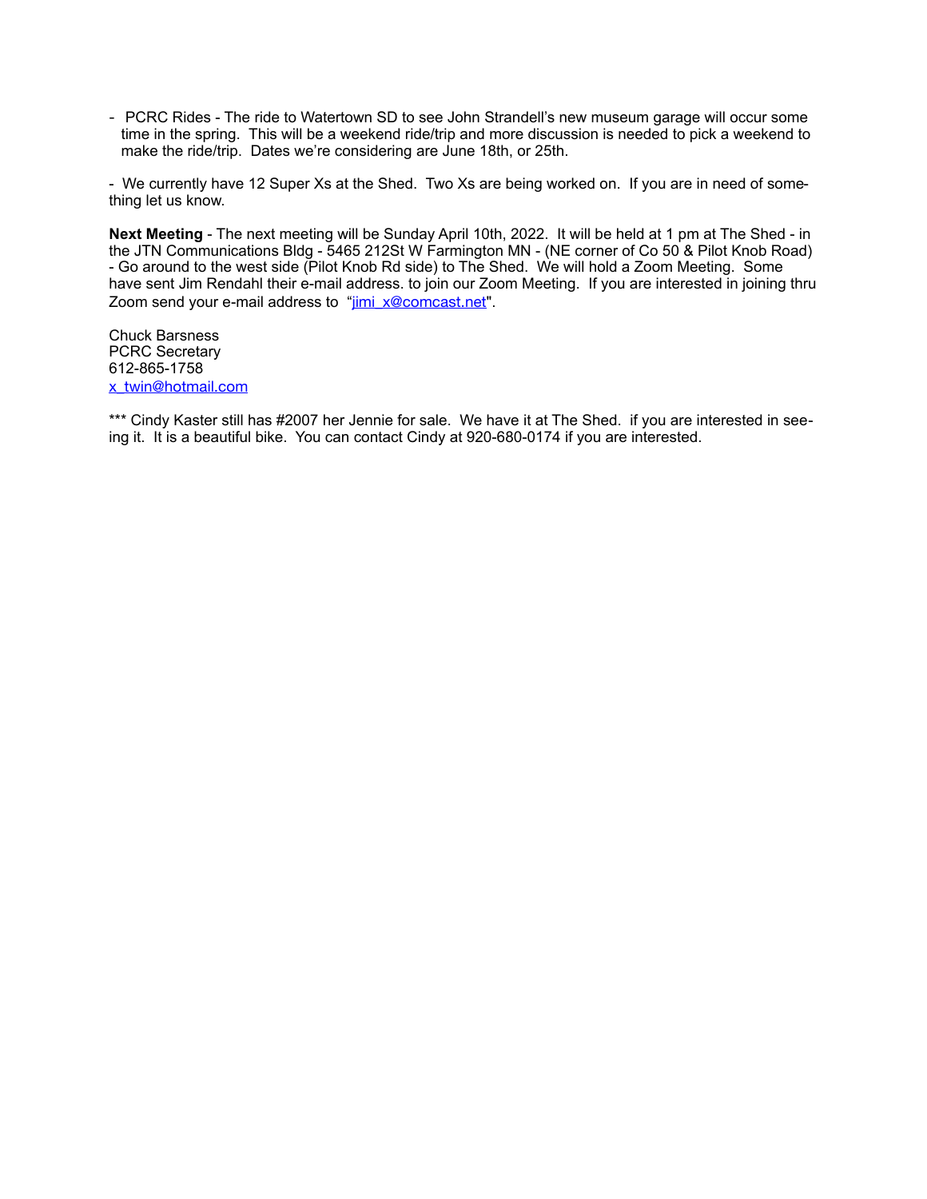- PCRC Rides - The ride to Watertown SD to see John Strandell's new museum garage will occur some time in the spring. This will be a weekend ride/trip and more discussion is needed to pick a weekend to make the ride/trip. Dates we're considering are June 18th, or 25th.

- We currently have 12 Super Xs at the Shed. Two Xs are being worked on. If you are in need of something let us know.

**Next Meeting** - The next meeting will be Sunday April 10th, 2022. It will be held at 1 pm at The Shed - in the JTN Communications Bldg - 5465 212St W Farmington MN - (NE corner of Co 50 & Pilot Knob Road) - Go around to the west side (Pilot Knob Rd side) to The Shed. We will hold a Zoom Meeting. Some have sent Jim Rendahl their e-mail address. to join our Zoom Meeting. If you are interested in joining thru Zoom send your e-mail address to "jimi_x@comcast.net".

Chuck Barsness
PCRC Secretary
612-865-1758
x_twin@hotmail.com

*** Cindy Kaster still has #2007 her Jennie for sale. We have it at The Shed. if you are interested in seeing it. It is a beautiful bike. You can contact Cindy at 920-680-0174 if you are interested.